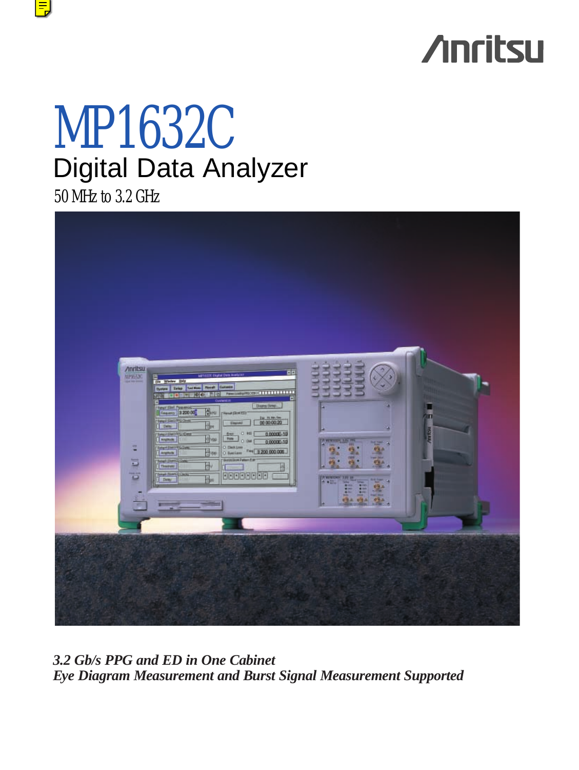Anritsu

# MP1632C

## Digital Data Analyzer

50 MHz to 3.2 GHz

***3.2 Gb/s PPG and ED in One Cabinet***
***Eye Diagram Measurement and Burst Signal Measurement Supported***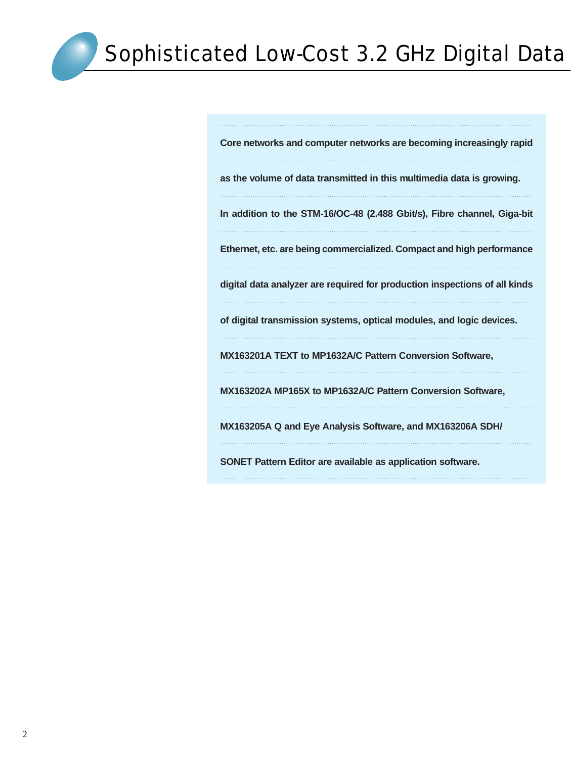# Sophisticated Low-Cost 3.2 GHz Digital Data

**Core networks and computer networks are becoming increasingly rapid as the volume of data transmitted in this multimedia data is growing. In addition to the STM-16/OC-48 (2.488 Gbit/s), Fibre channel, Giga-bit Ethernet, etc. are being commercialized. Compact and high performance digital data analyzer are required for production inspections of all kinds of digital transmission systems, optical modules, and logic devices. MX163201A TEXT to MP1632A/C Pattern Conversion Software, MX163202A MP165X to MP1632A/C Pattern Conversion Software, MX163205A Q and Eye Analysis Software, and MX163206A SDH/SONET Pattern Editor are available as application software.**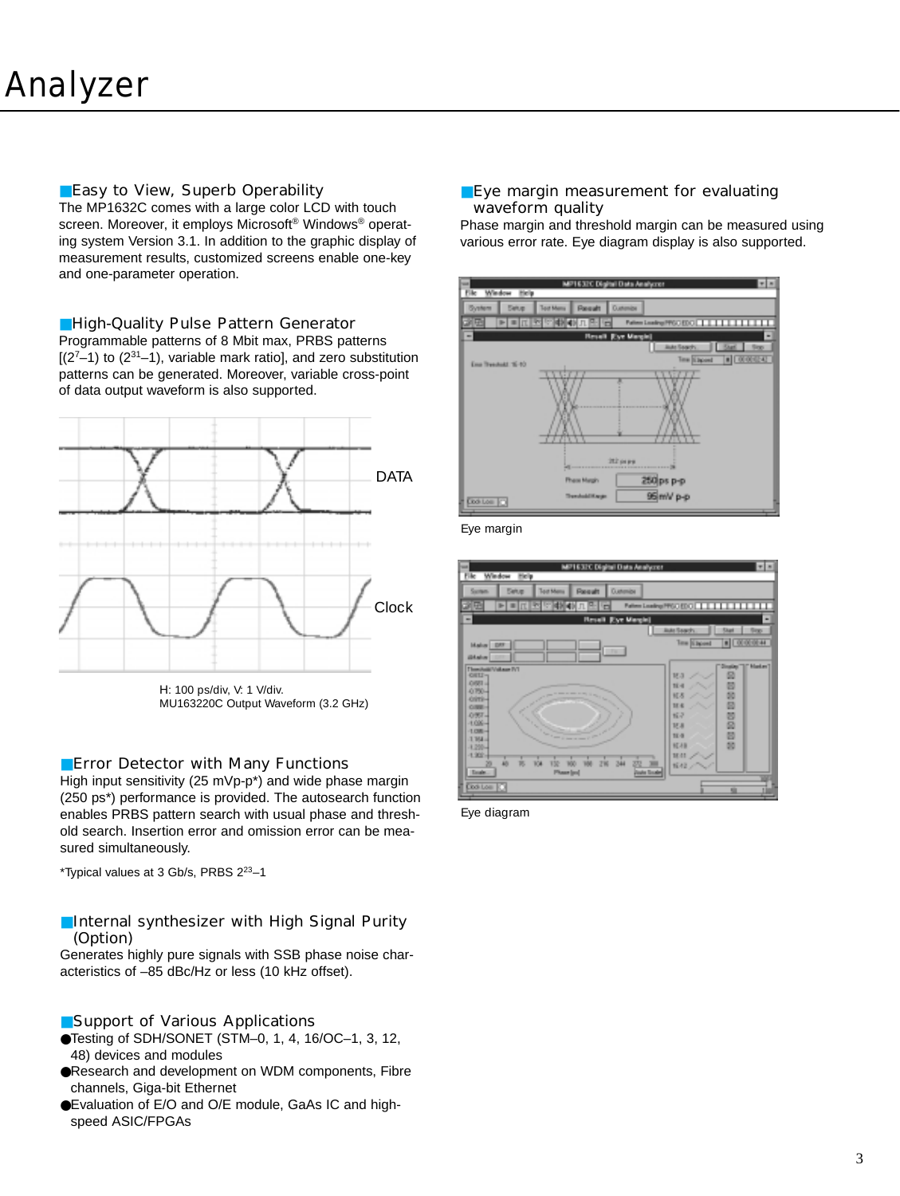# Analyzer

## Easy to View, Superb Operability

The MP1632C comes with a large color LCD with touch screen. Moreover, it employs Microsoft® Windows® operating system Version 3.1. In addition to the graphic display of measurement results, customized screens enable one-key and one-parameter operation.

## High-Quality Pulse Pattern Generator

Programmable patterns of 8 Mbit max, PRBS patterns [$(2^7–1)$ to $(2^{31}–1)$, variable mark ratio], and zero substitution patterns can be generated. Moreover, variable cross-point of data output waveform is also supported.

DATA

Clock

H: 100 ps/div, V: 1 V/div.
MU163220C Output Waveform (3.2 GHz)

## Error Detector with Many Functions

High input sensitivity (25 mVp-p*) and wide phase margin (250 ps*) performance is provided. The autosearch function enables PRBS pattern search with usual phase and threshold search. Insertion error and omission error can be measured simultaneously.

*Typical values at 3 Gb/s, PRBS $2^{23}–1$

## Internal synthesizer with High Signal Purity (Option)

Generates highly pure signals with SSB phase noise characteristics of –85 dBc/Hz or less (10 kHz offset).

## Support of Various Applications

- Testing of SDH/SONET (STM–0, 1, 4, 16/OC–1, 3, 12, 48) devices and modules
- Research and development on WDM components, Fibre channels, Giga-bit Ethernet
- Evaluation of E/O and O/E module, GaAs IC and high-speed ASIC/FPGAs

## Eye margin measurement for evaluating waveform quality

Phase margin and threshold margin can be measured using various error rate. Eye diagram display is also supported.

Eye margin

Eye diagram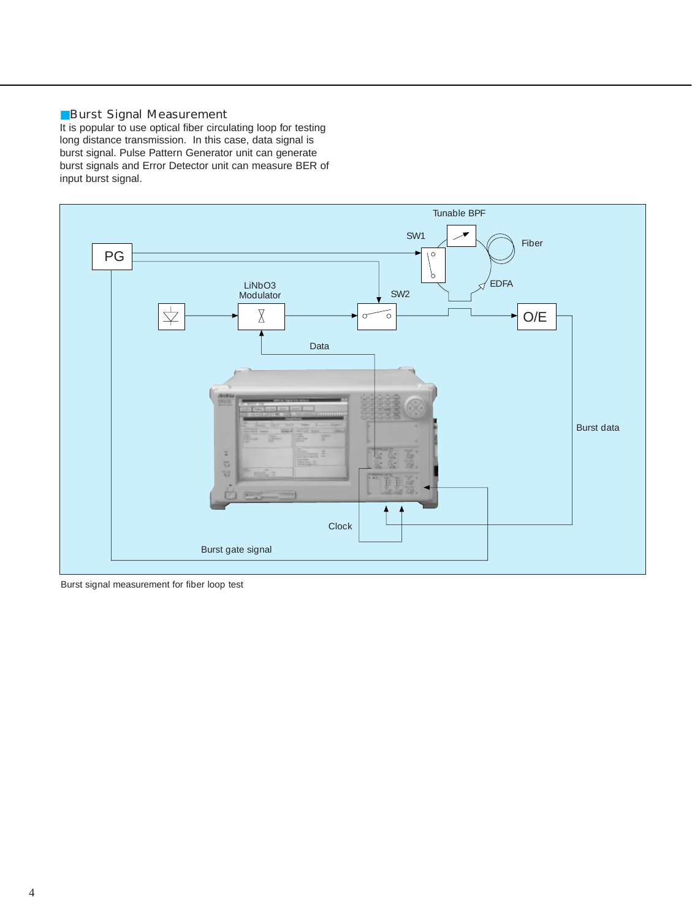## Burst Signal Measurement

It is popular to use optical fiber circulating loop for testing long distance transmission. In this case, data signal is burst signal. Pulse Pattern Generator unit can generate burst signals and Error Detector unit can measure BER of input burst signal.

Burst signal measurement for fiber loop test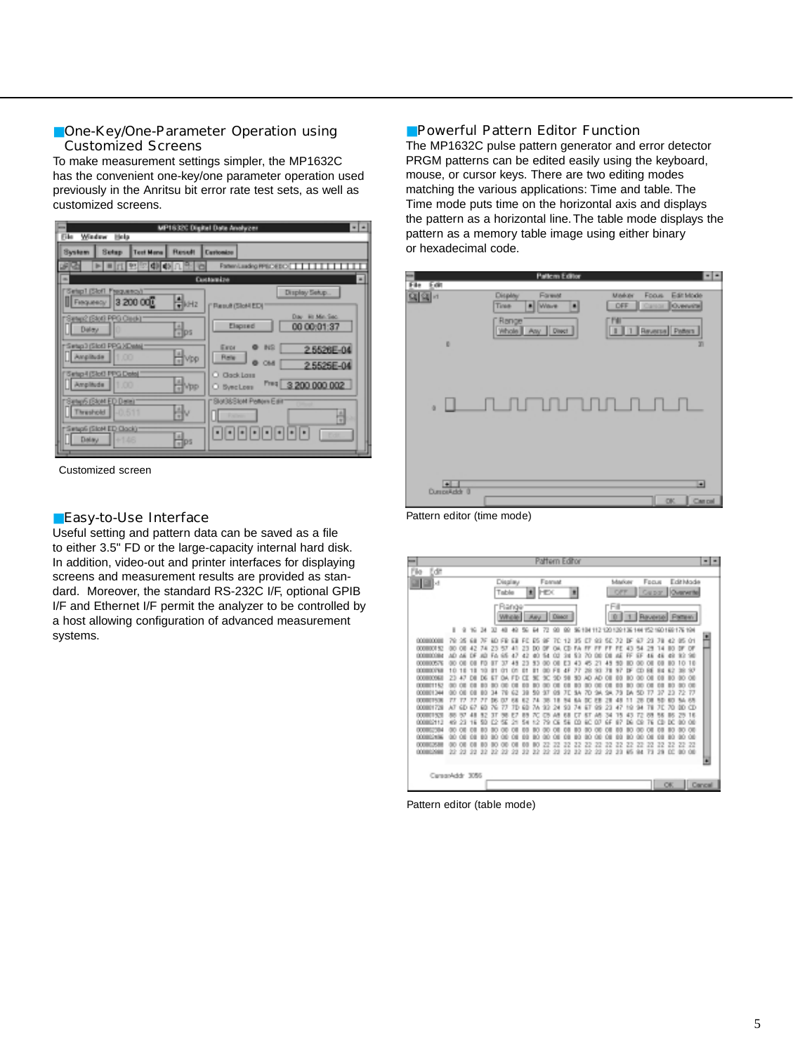## One-Key/One-Parameter Operation using Customized Screens

To make measurement settings simpler, the MP1632C has the convenient one-key/one parameter operation used previously in the Anritsu bit error rate test sets, as well as customized screens.

Customized screen

## Easy-to-Use Interface

Useful setting and pattern data can be saved as a file to either 3.5" FD or the large-capacity internal hard disk. In addition, video-out and printer interfaces for displaying screens and measurement results are provided as standard. Moreover, the standard RS-232C I/F, optional GPIB I/F and Ethernet I/F permit the analyzer to be controlled by a host allowing configuration of advanced measurement systems.

## Powerful Pattern Editor Function

The MP1632C pulse pattern generator and error detector PRGM patterns can be edited easily using the keyboard, mouse, or cursor keys. There are two editing modes matching the various applications: Time and table. The Time mode puts time on the horizontal axis and displays the pattern as a horizontal line. The table mode displays the pattern as a memory table image using either binary or hexadecimal code.

Pattern editor (time mode)

Pattern editor (table mode)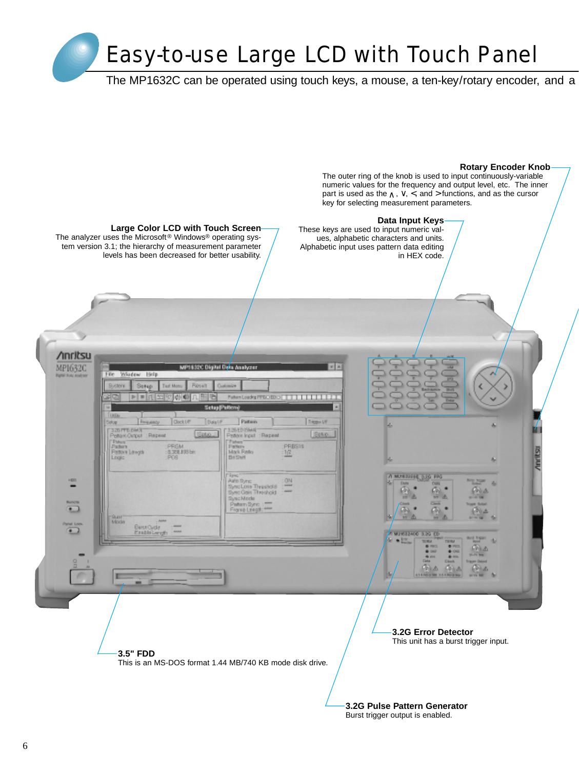# Easy-to-use Large LCD with Touch Panel

The MP1632C can be operated using touch keys, a mouse, a ten-key/rotary encoder, and a

**Rotary Encoder Knob**
The outer ring of the knob is used to input continuously-variable numeric values for the frequency and output level, etc. The inner part is used as the ∧, ∨, < and > functions, and as the cursor key for selecting measurement parameters.

**Large Color LCD with Touch Screen**
The analyzer uses the Microsoft® Windows® operating system version 3.1; the hierarchy of measurement parameter levels has been decreased for better usability.

**Data Input Keys**
These keys are used to input numeric values, alphabetic characters and units. Alphabetic input uses pattern data editing in HEX code.

**3.2G Error Detector**
This unit has a burst trigger input.

**3.5" FDD**
This is an MS-DOS format 1.44 MB/740 KB mode disk drive.

**3.2G Pulse Pattern Generator**
Burst trigger output is enabled.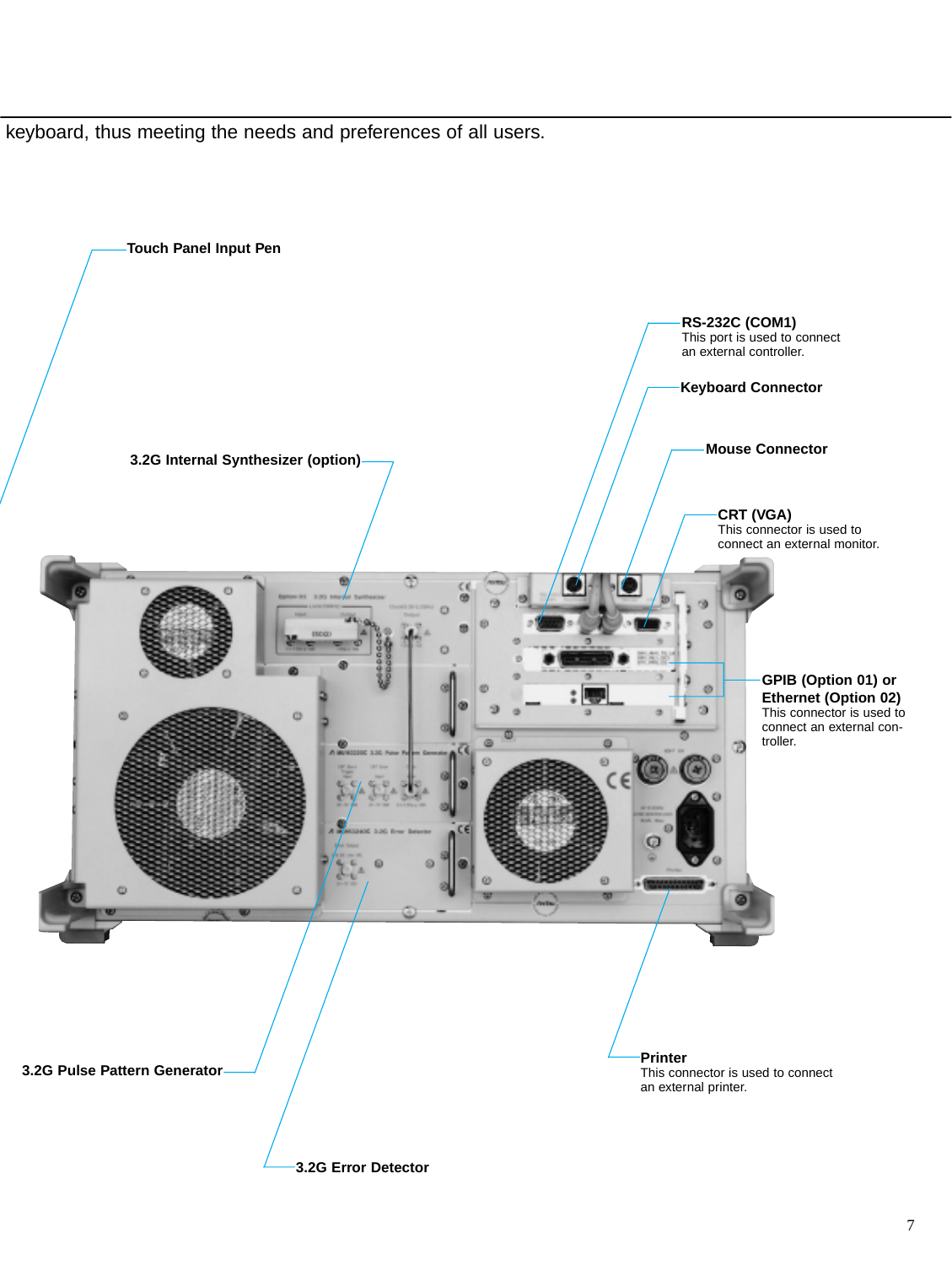keyboard, thus meeting the needs and preferences of all users.

**Touch Panel Input Pen**

**RS-232C (COM1)**
This port is used to connect an external controller.

**Keyboard Connector**

**3.2G Internal Synthesizer (option)**

**Mouse Connector**

**CRT (VGA)**
This connector is used to connect an external monitor.

**GPIB (Option 01) or Ethernet (Option 02)**
This connector is used to connect an external controller.

**3.2G Pulse Pattern Generator**

**Printer**
This connector is used to connect an external printer.

**3.2G Error Detector**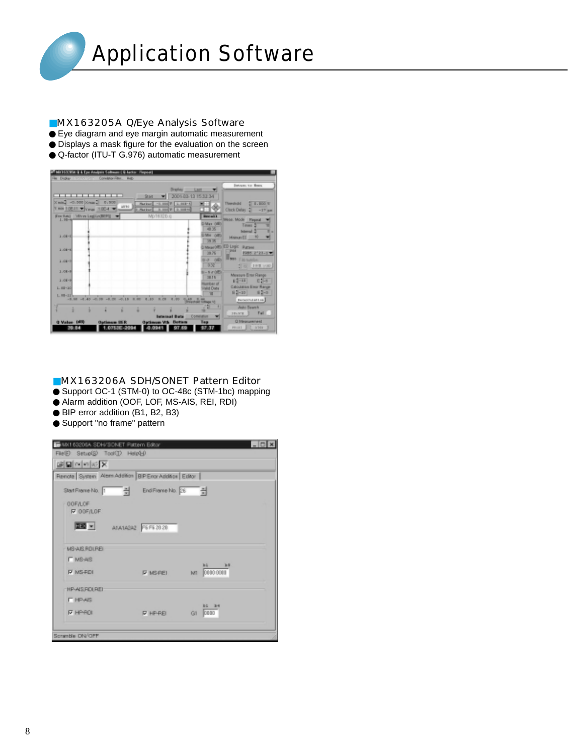# Application Software

## MX163205A Q/Eye Analysis Software

- Eye diagram and eye margin automatic measurement
- Displays a mask figure for the evaluation on the screen
- Q-factor (ITU-T G.976) automatic measurement

## MX163206A SDH/SONET Pattern Editor

- Support OC-1 (STM-0) to OC-48c (STM-1bc) mapping
- Alarm addition (OOF, LOF, MS-AIS, REI, RDI)
- BIP error addition (B1, B2, B3)
- Support "no frame" pattern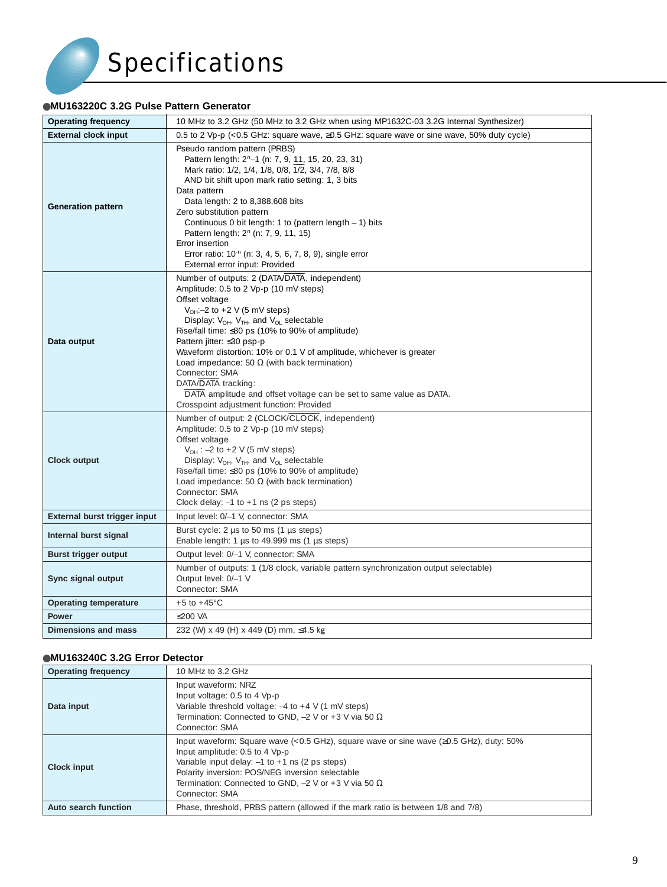# Specifications

## ●MU163220C 3.2G Pulse Pattern Generator

| | |
|---|---|
| **Operating frequency** | 10 MHz to 3.2 GHz (50 MHz to 3.2 GHz when using MP1632C-03 3.2G Internal Synthesizer) |
| **External clock input** | 0.5 to 2 Vp-p (<0.5 GHz: square wave, ≥0.5 GHz: square wave or sine wave, 50% duty cycle) |
| **Generation pattern** | Pseudo random pattern (PRBS)<br>Pattern length: $2^n$–1 (n: 7, 9, 11, 15, 20, 23, 31)<br>Mark ratio: 1/2, 1/4, 1/8, 0/8, 1/2, 3/4, 7/8, 8/8<br>AND bit shift upon mark ratio setting: 1, 3 bits<br>Data pattern<br>Data length: 2 to 8,388,608 bits<br>Zero substitution pattern<br>Continuous 0 bit length: 1 to (pattern length – 1) bits<br>Pattern length: $2^n$ (n: 7, 9, 11, 15)<br>Error insertion<br>Error ratio: $10^{-n}$ (n: 3, 4, 5, 6, 7, 8, 9), single error<br>External error input: Provided |
| **Data output** | Number of outputs: 2 (DATA/$\overline{\text{DATA}}$, independent)<br>Amplitude: 0.5 to 2 Vp-p (10 mV steps)<br>Offset voltage<br>$V_{OH}$:–2 to +2 V (5 mV steps)<br>Display: $V_{OH}$, $V_{TH}$, and $V_{OL}$ selectable<br>Rise/fall time: ≤80 ps (10% to 90% of amplitude)<br>Pattern jitter: ≤30 psp-p<br>Waveform distortion: 10% or 0.1 V of amplitude, whichever is greater<br>Load impedance: 50 Ω (with back termination)<br>Connector: SMA<br>DATA/$\overline{\text{DATA}}$ tracking:<br>$\overline{\text{DATA}}$ amplitude and offset voltage can be set to same value as DATA.<br>Crosspoint adjustment function: Provided |
| **Clock output** | Number of output: 2 (CLOCK/$\overline{\text{CLOCK}}$, independent)<br>Amplitude: 0.5 to 2 Vp-p (10 mV steps)<br>Offset voltage<br>$V_{OH}$ : –2 to +2 V (5 mV steps)<br>Display: $V_{OH}$, $V_{TH}$, and $V_{OL}$ selectable<br>Rise/fall time: ≤80 ps (10% to 90% of amplitude)<br>Load impedance: 50 Ω (with back termination)<br>Connector: SMA<br>Clock delay: –1 to +1 ns (2 ps steps) |
| **External burst trigger input** | Input level: 0/–1 V, connector: SMA |
| **Internal burst signal** | Burst cycle: 2 µs to 50 ms (1 µs steps)<br>Enable length: 1 µs to 49.999 ms (1 µs steps) |
| **Burst trigger output** | Output level: 0/–1 V, connector: SMA |
| **Sync signal output** | Number of outputs: 1 (1/8 clock, variable pattern synchronization output selectable)<br>Output level: 0/–1 V<br>Connector: SMA |
| **Operating temperature** | +5 to +45°C |
| **Power** | ≤200 VA |
| **Dimensions and mass** | 232 (W) x 49 (H) x 449 (D) mm, ≤4.5 kg |

## ●MU163240C 3.2G Error Detector

| | |
|---|---|
| **Operating frequency** | 10 MHz to 3.2 GHz |
| **Data input** | Input waveform: NRZ<br>Input voltage: 0.5 to 4 Vp-p<br>Variable threshold voltage: –4 to +4 V (1 mV steps)<br>Termination: Connected to GND, –2 V or +3 V via 50 Ω<br>Connector: SMA |
| **Clock input** | Input waveform: Square wave (<0.5 GHz), square wave or sine wave (≥0.5 GHz), duty: 50%<br>Input amplitude: 0.5 to 4 Vp-p<br>Variable input delay: –1 to +1 ns (2 ps steps)<br>Polarity inversion: POS/NEG inversion selectable<br>Termination: Connected to GND, –2 V or +3 V via 50 Ω<br>Connector: SMA |
| **Auto search function** | Phase, threshold, PRBS pattern (allowed if the mark ratio is between 1/8 and 7/8) |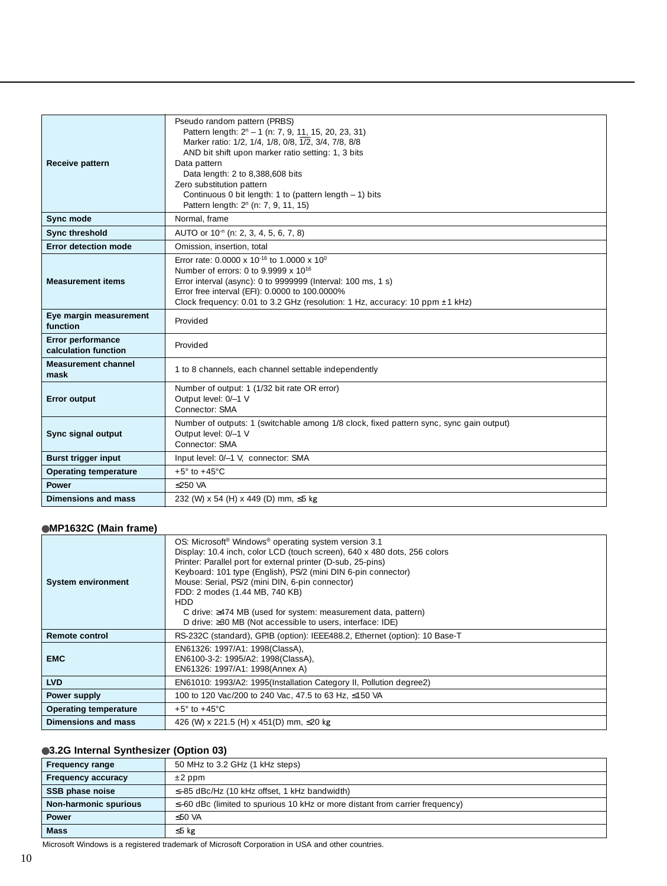| | |
|---|---|
| **Receive pattern** | Pseudo random pattern (PRBS)<br>Pattern length: $2^n – 1$ (n: 7, 9, 11, 15, 20, 23, 31)<br>Marker ratio: 1/2, 1/4, 1/8, 0/8, $\overline{1/2}$, 3/4, 7/8, 8/8<br>AND bit shift upon marker ratio setting: 1, 3 bits<br>Data pattern<br>Data length: 2 to 8,388,608 bits<br>Zero substitution pattern<br>Continuous 0 bit length: 1 to (pattern length – 1) bits<br>Pattern length: $2^n$ (n: 7, 9, 11, 15) |
| **Sync mode** | Normal, frame |
| **Sync threshold** | AUTO or $10^{-n}$ (n: 2, 3, 4, 5, 6, 7, 8) |
| **Error detection mode** | Omission, insertion, total |
| **Measurement items** | Error rate: 0.0000 x $10^{-16}$ to 1.0000 x $10^{0}$<br>Number of errors: 0 to 9.9999 x $10^{16}$<br>Error interval (async): 0 to 9999999 (Interval: 100 ms, 1 s)<br>Error free interval (EFI): 0.0000 to 100.0000%<br>Clock frequency: 0.01 to 3.2 GHz (resolution: 1 Hz, accuracy: 10 ppm ±1 kHz) |
| **Eye margin measurement function** | Provided |
| **Error performance calculation function** | Provided |
| **Measurement channel mask** | 1 to 8 channels, each channel settable independently |
| **Error output** | Number of output: 1 (1/32 bit rate OR error)<br>Output level: 0/–1 V<br>Connector: SMA |
| **Sync signal output** | Number of outputs: 1 (switchable among 1/8 clock, fixed pattern sync, sync gain output)<br>Output level: 0/–1 V<br>Connector: SMA |
| **Burst trigger input** | Input level: 0/–1 V, connector: SMA |
| **Operating temperature** | +5° to +45°C |
| **Power** | ≤250 VA |
| **Dimensions and mass** | 232 (W) x 54 (H) x 449 (D) mm, ≤5 kg |

**●MP1632C (Main frame)**

| | |
|---|---|
| **System environment** | OS: Microsoft® Windows® operating system version 3.1<br>Display: 10.4 inch, color LCD (touch screen), 640 x 480 dots, 256 colors<br>Printer: Parallel port for external printer (D-sub, 25-pins)<br>Keyboard: 101 type (English), PS/2 (mini DIN 6-pin connector)<br>Mouse: Serial, PS/2 (mini DIN, 6-pin connector)<br>FDD: 2 modes (1.44 MB, 740 KB)<br>HDD<br>C drive: ≥474 MB (used for system: measurement data, pattern)<br>D drive: ≥30 MB (Not accessible to users, interface: IDE) |
| **Remote control** | RS-232C (standard), GPIB (option): IEEE488.2, Ethernet (option): 10 Base-T |
| **EMC** | EN61326: 1997/A1: 1998(ClassA),<br>EN6100-3-2: 1995/A2: 1998(ClassA),<br>EN61326: 1997/A1: 1998(Annex A) |
| **LVD** | EN61010: 1993/A2: 1995(Installation Category II, Pollution degree2) |
| **Power supply** | 100 to 120 Vac/200 to 240 Vac, 47.5 to 63 Hz, ≤150 VA |
| **Operating temperature** | +5° to +45°C |
| **Dimensions and mass** | 426 (W) x 221.5 (H) x 451(D) mm, ≤20 kg |

**●3.2G Internal Synthesizer (Option 03)**

| | |
|---|---|
| **Frequency range** | 50 MHz to 3.2 GHz (1 kHz steps) |
| **Frequency accuracy** | ±2 ppm |
| **SSB phase noise** | ≤–85 dBc/Hz (10 kHz offset, 1 kHz bandwidth) |
| **Non-harmonic spurious** | ≤–60 dBc (limited to spurious 10 kHz or more distant from carrier frequency) |
| **Power** | ≤50 VA |
| **Mass** | ≤5 kg |

Microsoft Windows is a registered trademark of Microsoft Corporation in USA and other countries.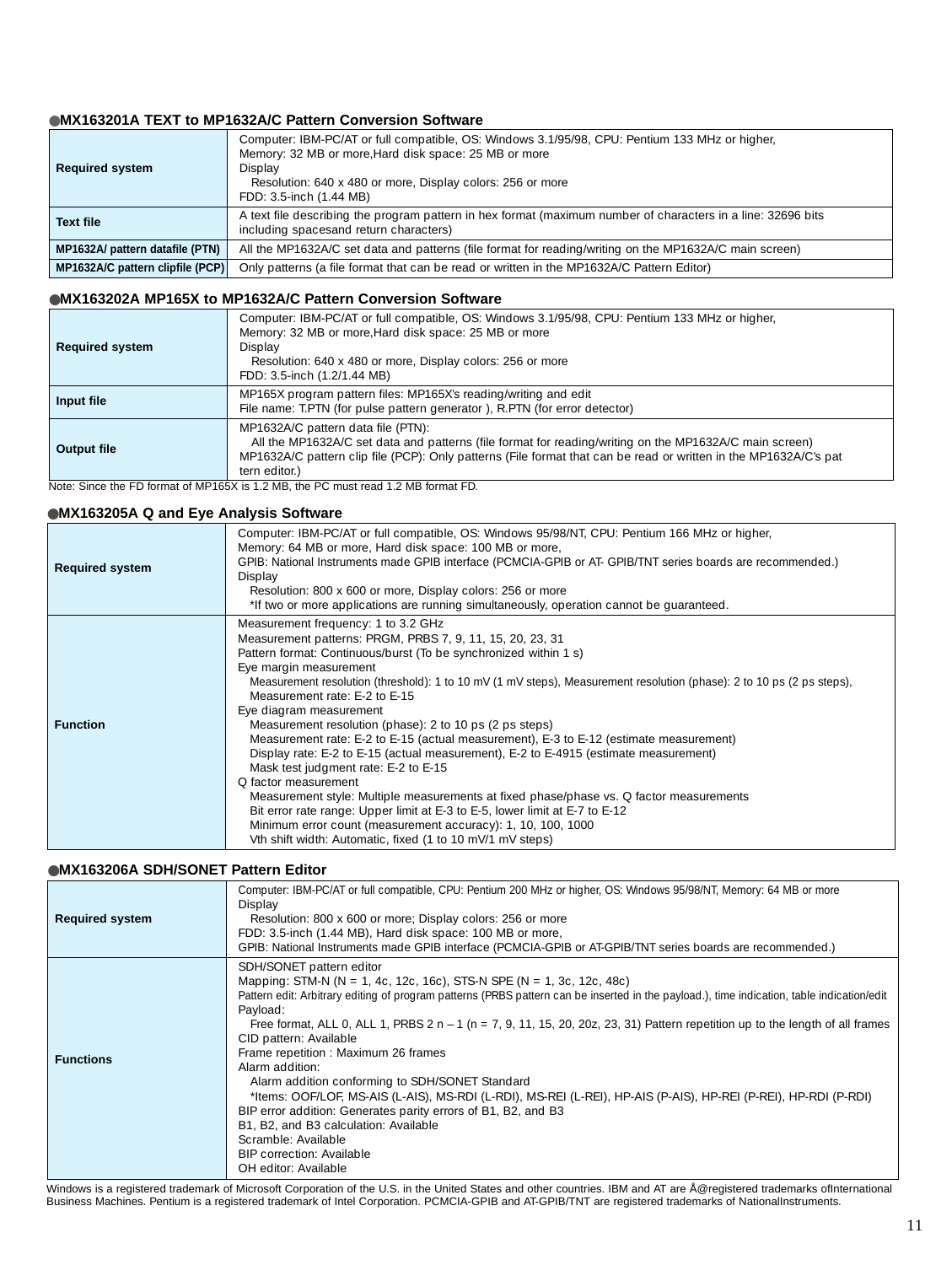### ●MX163201A TEXT to MP1632A/C Pattern Conversion Software

| | |
|---|---|
| **Required system** | Computer: IBM-PC/AT or full compatible, OS: Windows 3.1/95/98, CPU: Pentium 133 MHz or higher,<br>Memory: 32 MB or more,Hard disk space: 25 MB or more<br>Display<br>Resolution: 640 x 480 or more, Display colors: 256 or more<br>FDD: 3.5-inch (1.44 MB) |
| **Text file** | A text file describing the program pattern in hex format (maximum number of characters in a line: 32696 bits including spacesand return characters) |
| **MP1632A/ pattern datafile (PTN)** | All the MP1632A/C set data and patterns (file format for reading/writing on the MP1632A/C main screen) |
| **MP1632A/C pattern clipfile (PCP)** | Only patterns (a file format that can be read or written in the MP1632A/C Pattern Editor) |

### ●MX163202A MP165X to MP1632A/C Pattern Conversion Software

| | |
|---|---|
| **Required system** | Computer: IBM-PC/AT or full compatible, OS: Windows 3.1/95/98, CPU: Pentium 133 MHz or higher,<br>Memory: 32 MB or more,Hard disk space: 25 MB or more<br>Display<br>Resolution: 640 x 480 or more, Display colors: 256 or more<br>FDD: 3.5-inch (1.2/1.44 MB) |
| **Input file** | MP165X program pattern files: MP165X's reading/writing and edit<br>File name: T.PTN (for pulse pattern generator ), R.PTN (for error detector) |
| **Output file** | MP1632A/C pattern data file (PTN):<br>All the MP1632A/C set data and patterns (file format for reading/writing on the MP1632A/C main screen)<br>MP1632A/C pattern clip file (PCP): Only patterns (File format that can be read or written in the MP1632A/C's pat tern editor.) |

Note: Since the FD format of MP165X is 1.2 MB, the PC must read 1.2 MB format FD.

### ●MX163205A Q and Eye Analysis Software

| | |
|---|---|
| **Required system** | Computer: IBM-PC/AT or full compatible, OS: Windows 95/98/NT, CPU: Pentium 166 MHz or higher,<br>Memory: 64 MB or more, Hard disk space: 100 MB or more,<br>GPIB: National Instruments made GPIB interface (PCMCIA-GPIB or AT- GPIB/TNT series boards are recommended.)<br>Display<br>Resolution: 800 x 600 or more, Display colors: 256 or more<br>*If two or more applications are running simultaneously, operation cannot be guaranteed. |
| **Function** | Measurement frequency: 1 to 3.2 GHz<br>Measurement patterns: PRGM, PRBS 7, 9, 11, 15, 20, 23, 31<br>Pattern format: Continuous/burst (To be synchronized within 1 s)<br>Eye margin measurement<br>Measurement resolution (threshold): 1 to 10 mV (1 mV steps), Measurement resolution (phase): 2 to 10 ps (2 ps steps),<br>Measurement rate: E-2 to E-15<br>Eye diagram measurement<br>Measurement resolution (phase): 2 to 10 ps (2 ps steps)<br>Measurement rate: E-2 to E-15 (actual measurement), E-3 to E-12 (estimate measurement)<br>Display rate: E-2 to E-15 (actual measurement), E-2 to E-4915 (estimate measurement)<br>Mask test judgment rate: E-2 to E-15<br>Q factor measurement<br>Measurement style: Multiple measurements at fixed phase/phase vs. Q factor measurements<br>Bit error rate range: Upper limit at E-3 to E-5, lower limit at E-7 to E-12<br>Minimum error count (measurement accuracy): 1, 10, 100, 1000<br>Vth shift width: Automatic, fixed (1 to 10 mV/1 mV steps) |

### ●MX163206A SDH/SONET Pattern Editor

| | |
|---|---|
| **Required system** | Computer: IBM-PC/AT or full compatible, CPU: Pentium 200 MHz or higher, OS: Windows 95/98/NT, Memory: 64 MB or more<br>Display<br>Resolution: 800 x 600 or more; Display colors: 256 or more<br>FDD: 3.5-inch (1.44 MB), Hard disk space: 100 MB or more,<br>GPIB: National Instruments made GPIB interface (PCMCIA-GPIB or AT-GPIB/TNT series boards are recommended.) |
| **Functions** | SDH/SONET pattern editor<br>Mapping: STM-N (N = 1, 4c, 12c, 16c), STS-N SPE (N = 1, 3c, 12c, 48c)<br>Pattern edit: Arbitrary editing of program patterns (PRBS pattern can be inserted in the payload.), time indication, table indication/edit<br>Payload:<br>Free format, ALL 0, ALL 1, PRBS 2 n – 1 (n = 7, 9, 11, 15, 20, 20z, 23, 31) Pattern repetition up to the length of all frames<br>CID pattern: Available<br>Frame repetition : Maximum 26 frames<br>Alarm addition:<br>Alarm addition conforming to SDH/SONET Standard<br>*Items: OOF/LOF, MS-AIS (L-AIS), MS-RDI (L-RDI), MS-REI (L-REI), HP-AIS (P-AIS), HP-REI (P-REI), HP-RDI (P-RDI)<br>BIP error addition: Generates parity errors of B1, B2, and B3<br>B1, B2, and B3 calculation: Available<br>Scramble: Available<br>BIP correction: Available<br>OH editor: Available |

Windows is a registered trademark of Microsoft Corporation of the U.S. in the United States and other countries. IBM and AT are Å@registered trademarks ofInternational Business Machines. Pentium is a registered trademark of Intel Corporation. PCMCIA-GPIB and AT-GPIB/TNT are registered trademarks of NationalInstruments.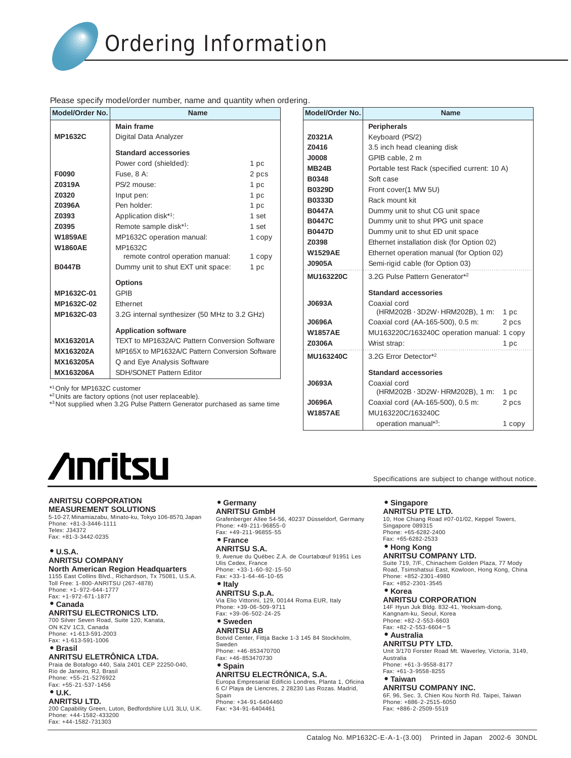# Ordering Information

Please specify model/order number, name and quantity when ordering.

| Model/Order No. | Name | |
|---|---|---|
| | **Main frame** | |
| **MP1632C** | Digital Data Analyzer | |
| | **Standard accessories** | |
| | Power cord (shielded): | 1 pc |
| **F0090** | Fuse, 8 A: | 2 pcs |
| **Z0319A** | PS/2 mouse: | 1 pc |
| **Z0320** | Input pen: | 1 pc |
| **Z0396A** | Pen holder: | 1 pc |
| **Z0393** | Application disk*1: | 1 set |
| **Z0395** | Remote sample disk*1: | 1 set |
| **W1859AE** | MP1632C operation manual: | 1 copy |
| **W1860AE** | MP1632C remote control operation manual: | 1 copy |
| **B0447B** | Dummy unit to shut EXT unit space: | 1 pc |
| | **Options** | |
| **MP1632C-01** | GPIB | |
| **MP1632C-02** | Ethernet | |
| **MP1632C-03** | 3.2G internal synthesizer (50 MHz to 3.2 GHz) | |
| | **Application software** | |
| **MX163201A** | TEXT to MP1632A/C Pattern Conversion Software | |
| **MX163202A** | MP165X to MP1632A/C Pattern Conversion Software | |
| **MX163205A** | Q and Eye Analysis Software | |
| **MX163206A** | SDH/SONET Pattern Editor | |

*1 Only for MP1632C customer
*2 Units are factory options (not user replaceable).
*3 Not supplied when 3.2G Pulse Pattern Generator purchased as same time

| Model/Order No. | Name | |
|---|---|---|
| | **Peripherals** | |
| **Z0321A** | Keyboard (PS/2) | |
| **Z0416** | 3.5 inch head cleaning disk | |
| **J0008** | GPIB cable, 2 m | |
| **MB24B** | Portable test Rack (specified current: 10 A) | |
| **B0348** | Soft case | |
| **B0329D** | Front cover(1 MW 5U) | |
| **B0333D** | Rack mount kit | |
| **B0447A** | Dummy unit to shut CG unit space | |
| **B0447C** | Dummy unit to shut PPG unit space | |
| **B0447D** | Dummy unit to shut ED unit space | |
| **Z0398** | Ethernet installation disk (for Option 02) | |
| **W1529AE** | Ethernet operation manual (for Option 02) | |
| **J0905A** | Semi-rigid cable (for Option 03) | |
| **MU163220C** | 3.2G Pulse Pattern Generator*2 | |
| | **Standard accessories** | |
| **J0693A** | Coaxial cord (HRM202B · 3D2W· HRM202B), 1 m: | 1 pc |
| **J0696A** | Coaxial cord (AA-165-500), 0.5 m: | 2 pcs |
| **W1857AE** | MU163220C/163240C operation manual: | 1 copy |
| **Z0306A** | Wrist strap: | 1 pc |
| **MU163240C** | 3.2G Error Detector*2 | |
| | **Standard accessories** | |
| **J0693A** | Coaxial cord (HRM202B · 3D2W· HRM202B), 1 m: | 1 pc |
| **J0696A** | Coaxial cord (AA-165-500), 0.5 m: | 2 pcs |
| **W1857AE** | MU163220C/163240C operation manual*3: | 1 copy |

Anritsu

Specifications are subject to change without notice.

**ANRITSU CORPORATION**
**MEASUREMENT SOLUTIONS**
5-10-27, Minamiazabu, Minato-ku, Tokyo 106-8570, Japan
Phone: +81-3-3446-1111
Telex: J34372
Fax: +81-3-3442-0235

- **U.S.A.**

**ANRITSU COMPANY**
**North American Region Headquarters**
1155 East Collins Blvd., Richardson, Tx 75081, U.S.A.
Toll Free: 1-800-ANRITSU (267-4878)
Phone: +1-972-644-1777
Fax: +1-972-671-1877

- **Canada**

**ANRITSU ELECTRONICS LTD.**
700 Silver Seven Road, Suite 120, Kanata, ON K2V 1C3, Canada
Phone: +1-613-591-2003
Fax: +1-613-591-1006

- **Brasil**

**ANRITSU ELETRÔNICA LTDA.**
Praia de Botafogo 440, Sala 2401 CEP 22250-040, Rio de Janeiro, RJ, Brasil
Phone: +55-21-5276922
Fax: +55-21-537-1456

- **U.K.**

**ANRITSU LTD.**
200 Capability Green, Luton, Bedfordshire LU1 3LU, U.K.
Phone: +44-1582-433200
Fax: +44-1582-731303

- **Germany**

**ANRITSU GmbH**
Grafenberger Allee 54-56, 40237 Düsseldorf, Germany
Phone: +49-211-96855-0
Fax: +49-211-96855-55

- **France**

**ANRITSU S.A.**
9, Avenue du Québec Z.A. de Courtabœuf 91951 Les Ulis Cedex, France
Phone: +33-1-60-92-15-50
Fax: +33-1-64-46-10-65

- **Italy**

**ANRITSU S.p.A.**
Via Elio Vittorini, 129, 00144 Roma EUR, Italy
Phone: +39-06-509-9711
Fax: +39-06-502-24-25

- **Sweden**

**ANRITSU AB**
Botvid Center, Fittja Backe 1-3 145 84 Stockholm, Sweden
Phone: +46-853470700
Fax: +46-853470730

- **Spain**

**ANRITSU ELECTRÓNICA, S.A.**
Europa Empresarial Edificio Londres, Planta 1, Oficina 6 C/ Playa de Liencres, 2 28230 Las Rozas. Madrid, Spain
Phone: +34-91-6404460
Fax: +34-91-6404461

- **Singapore**

**ANRITSU PTE LTD.**
10, Hoe Chiang Road #07-01/02, Keppel Towers, Singapore 089315
Phone: +65-6282-2400
Fax: +65-6282-2533

- **Hong Kong**

**ANRITSU COMPANY LTD.**
Suite 719, 7/F., Chinachem Golden Plaza, 77 Mody Road, Tsimshatsui East, Kowloon, Hong Kong, China
Phone: +852-2301-4980
Fax: +852-2301-3545

- **Korea**

**ANRITSU CORPORATION**
14F Hyun Juk Bldg. 832-41, Yeoksam-dong, Kangnam-ku, Seoul, Korea
Phone: +82-2-553-6603
Fax: +82-2-553-6604～5

- **Australia**

**ANRITSU PTY LTD.**
Unit 3/170 Forster Road Mt. Waverley, Victoria, 3149, Australia
Phone: +61-3-9558-8177
Fax: +61-3-9558-8255

- **Taiwan**

**ANRITSU COMPANY INC.**
6F, 96, Sec. 3, Chien Kou North Rd. Taipei, Taiwan
Phone: +886-2-2515-6050
Fax: +886-2-2509-5519

Catalog No. MP1632C-E-A-1-(3.00) Printed in Japan 2002-6 30NDL